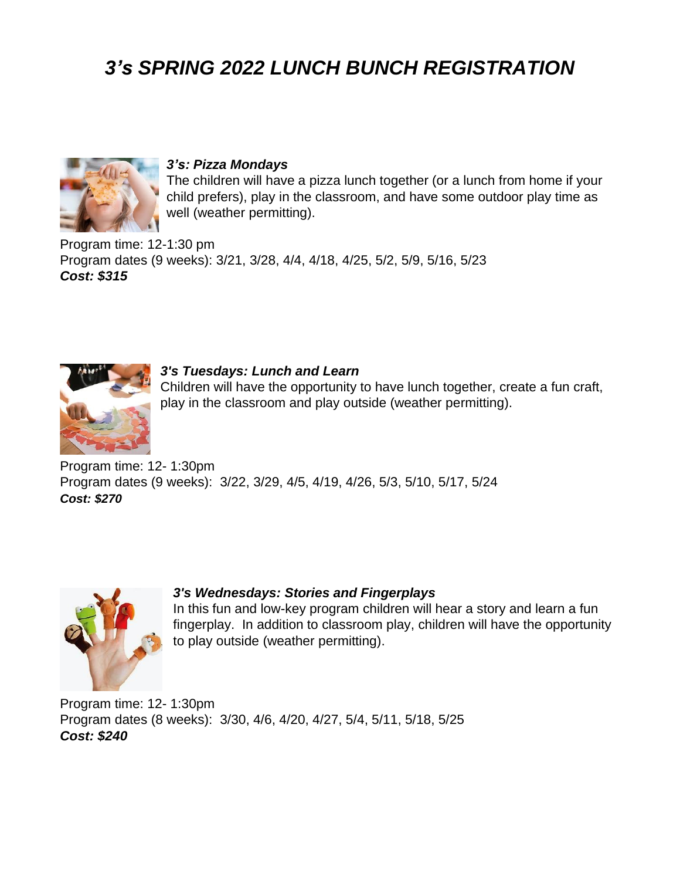# *3's SPRING 2022 LUNCH BUNCH REGISTRATION*

***3's: Pizza Mondays***

The children will have a pizza lunch together (or a lunch from home if your child prefers), play in the classroom, and have some outdoor play time as well (weather permitting).

Program time: 12-1:30 pm
Program dates (9 weeks): 3/21, 3/28, 4/4, 4/18, 4/25, 5/2, 5/9, 5/16, 5/23
***Cost: $315***

***3's Tuesdays: Lunch and Learn***

Children will have the opportunity to have lunch together, create a fun craft, play in the classroom and play outside (weather permitting).

Program time: 12- 1:30pm
Program dates (9 weeks): 3/22, 3/29, 4/5, 4/19, 4/26, 5/3, 5/10, 5/17, 5/24
***Cost: $270***

***3's Wednesdays: Stories and Fingerplays***

In this fun and low-key program children will hear a story and learn a fun fingerplay. In addition to classroom play, children will have the opportunity to play outside (weather permitting).

Program time: 12- 1:30pm
Program dates (8 weeks): 3/30, 4/6, 4/20, 4/27, 5/4, 5/11, 5/18, 5/25
***Cost: $240***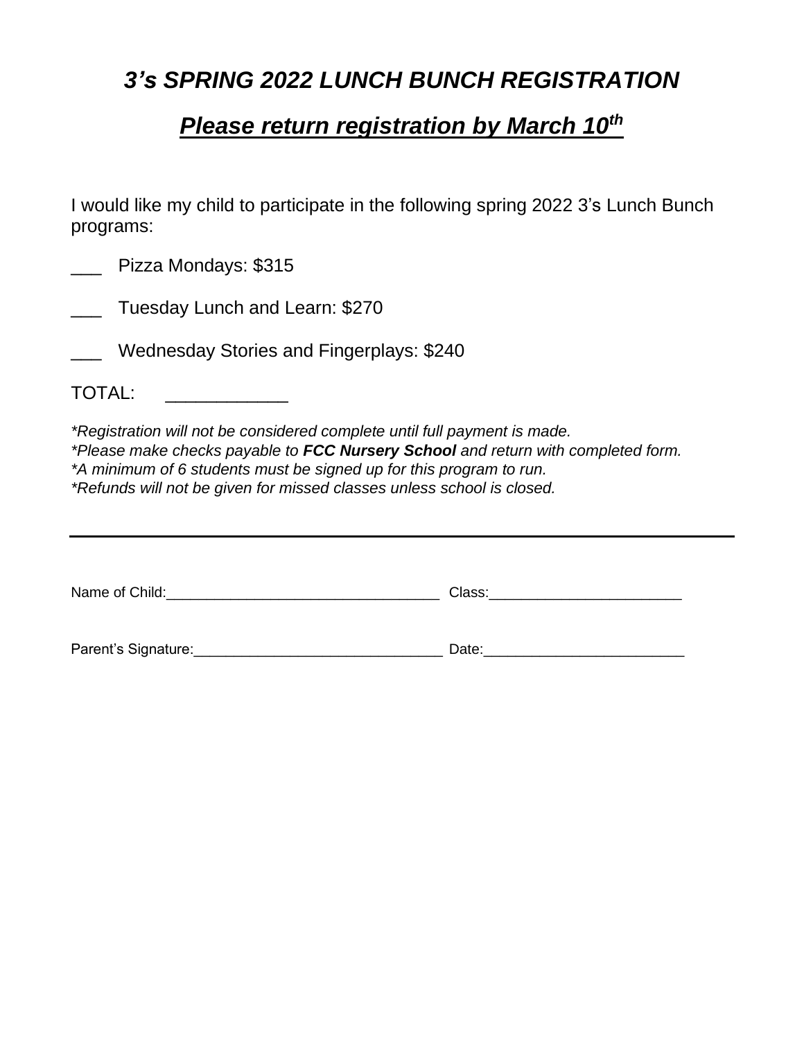# *3's SPRING 2022 LUNCH BUNCH REGISTRATION*

## ***Please return registration by March 10th***

I would like my child to participate in the following spring 2022 3's Lunch Bunch programs:

___ Pizza Mondays: $315

___ Tuesday Lunch and Learn: $270

___ Wednesday Stories and Fingerplays: $240

TOTAL: ____________

*\*Registration will not be considered complete until full payment is made.*
*\*Please make checks payable to **FCC Nursery School** and return with completed form.*
*\*A minimum of 6 students must be signed up for this program to run.*
*\*Refunds will not be given for missed classes unless school is closed.*

---

Name of Child:__________________________________ Class:________________________

Parent's Signature:_______________________________ Date:_________________________